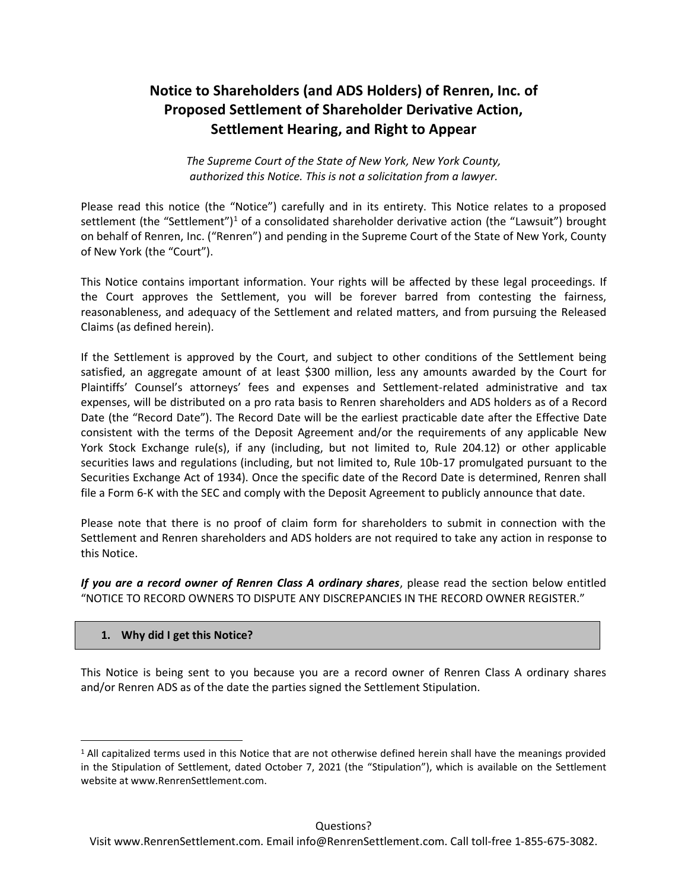# Notice to Shareholders (and ADS Holders) of Renren, Inc. of Proposed Settlement of Shareholder Derivative Action, Settlement Hearing, and Right to Appear

*The Supreme Court of the State of New York, New York County, authorized this Notice. This is not a solicitation from a lawyer.*

Please read this notice (the "Notice") carefully and in its entirety. This Notice relates to a proposed settlement (the "Settlement")[1] of a consolidated shareholder derivative action (the "Lawsuit") brought on behalf of Renren, Inc. ("Renren") and pending in the Supreme Court of the State of New York, County of New York (the "Court").

This Notice contains important information. Your rights will be affected by these legal proceedings. If the Court approves the Settlement, you will be forever barred from contesting the fairness, reasonableness, and adequacy of the Settlement and related matters, and from pursuing the Released Claims (as defined herein).

If the Settlement is approved by the Court, and subject to other conditions of the Settlement being satisfied, an aggregate amount of at least $300 million, less any amounts awarded by the Court for Plaintiffs' Counsel's attorneys' fees and expenses and Settlement-related administrative and tax expenses, will be distributed on a pro rata basis to Renren shareholders and ADS holders as of a Record Date (the "Record Date"). The Record Date will be the earliest practicable date after the Effective Date consistent with the terms of the Deposit Agreement and/or the requirements of any applicable New York Stock Exchange rule(s), if any (including, but not limited to, Rule 204.12) or other applicable securities laws and regulations (including, but not limited to, Rule 10b-17 promulgated pursuant to the Securities Exchange Act of 1934). Once the specific date of the Record Date is determined, Renren shall file a Form 6-K with the SEC and comply with the Deposit Agreement to publicly announce that date.

Please note that there is no proof of claim form for shareholders to submit in connection with the Settlement and Renren shareholders and ADS holders are not required to take any action in response to this Notice.

***If you are a record owner of Renren Class A ordinary shares***, please read the section below entitled "NOTICE TO RECORD OWNERS TO DISPUTE ANY DISCREPANCIES IN THE RECORD OWNER REGISTER."

## 1. Why did I get this Notice?

This Notice is being sent to you because you are a record owner of Renren Class A ordinary shares and/or Renren ADS as of the date the parties signed the Settlement Stipulation.

---

[1] All capitalized terms used in this Notice that are not otherwise defined herein shall have the meanings provided in the Stipulation of Settlement, dated October 7, 2021 (the "Stipulation"), which is available on the Settlement website at www.RenrenSettlement.com.

Questions?
Visit www.RenrenSettlement.com. Email info@RenrenSettlement.com. Call toll-free 1-855-675-3082.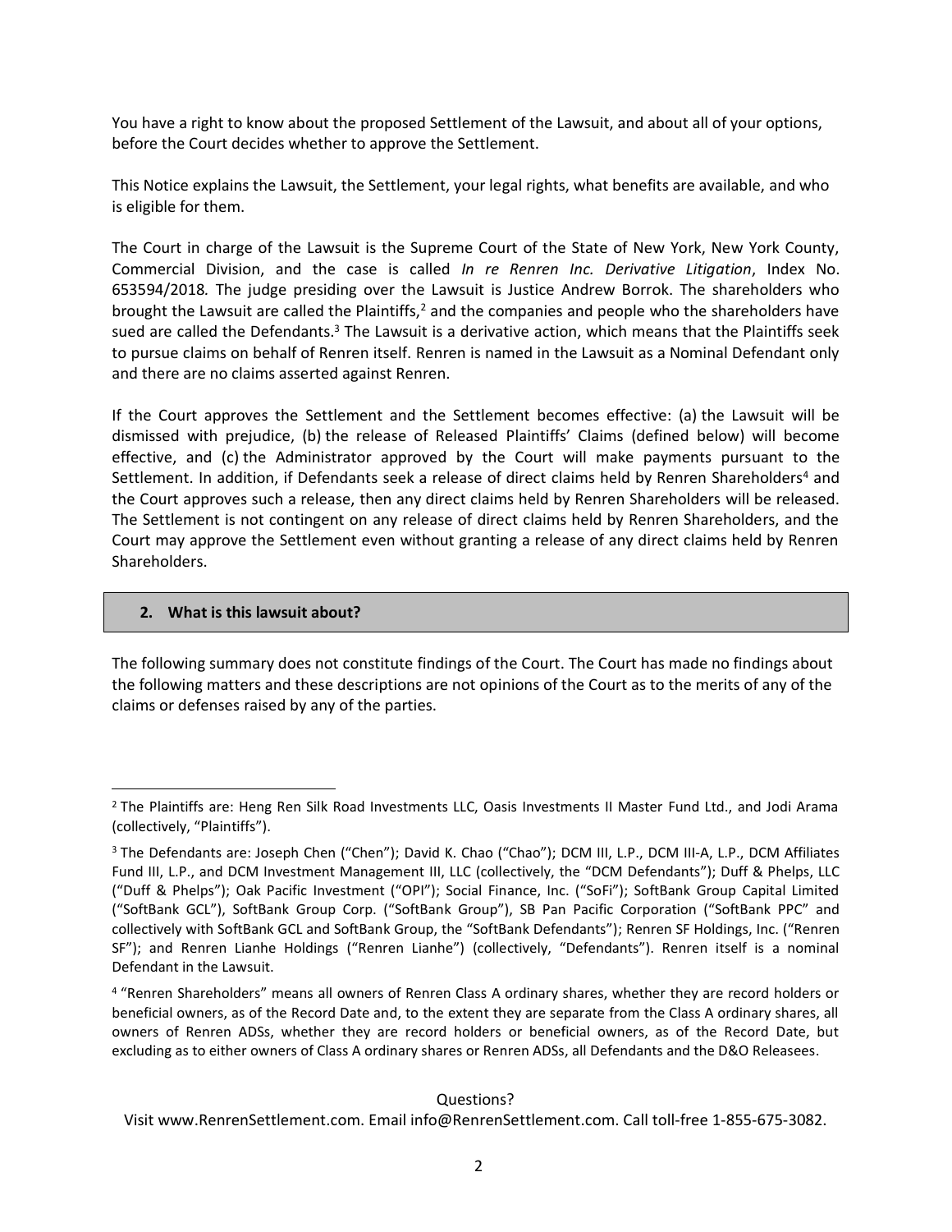You have a right to know about the proposed Settlement of the Lawsuit, and about all of your options, before the Court decides whether to approve the Settlement.

This Notice explains the Lawsuit, the Settlement, your legal rights, what benefits are available, and who is eligible for them.

The Court in charge of the Lawsuit is the Supreme Court of the State of New York, New York County, Commercial Division, and the case is called *In re Renren Inc. Derivative Litigation*, Index No. 653594/2018*.* The judge presiding over the Lawsuit is Justice Andrew Borrok. The shareholders who brought the Lawsuit are called the Plaintiffs,[2] and the companies and people who the shareholders have sued are called the Defendants.[3] The Lawsuit is a derivative action, which means that the Plaintiffs seek to pursue claims on behalf of Renren itself. Renren is named in the Lawsuit as a Nominal Defendant only and there are no claims asserted against Renren.

If the Court approves the Settlement and the Settlement becomes effective: (a) the Lawsuit will be dismissed with prejudice, (b) the release of Released Plaintiffs' Claims (defined below) will become effective, and (c) the Administrator approved by the Court will make payments pursuant to the Settlement. In addition, if Defendants seek a release of direct claims held by Renren Shareholders[4] and the Court approves such a release, then any direct claims held by Renren Shareholders will be released. The Settlement is not contingent on any release of direct claims held by Renren Shareholders, and the Court may approve the Settlement even without granting a release of any direct claims held by Renren Shareholders.

## 2. What is this lawsuit about?

The following summary does not constitute findings of the Court. The Court has made no findings about the following matters and these descriptions are not opinions of the Court as to the merits of any of the claims or defenses raised by any of the parties.

---

[2] The Plaintiffs are: Heng Ren Silk Road Investments LLC, Oasis Investments II Master Fund Ltd., and Jodi Arama (collectively, "Plaintiffs").

[3] The Defendants are: Joseph Chen ("Chen"); David K. Chao ("Chao"); DCM III, L.P., DCM III-A, L.P., DCM Affiliates Fund III, L.P., and DCM Investment Management III, LLC (collectively, the "DCM Defendants"); Duff & Phelps, LLC ("Duff & Phelps"); Oak Pacific Investment ("OPI"); Social Finance, Inc. ("SoFi"); SoftBank Group Capital Limited ("SoftBank GCL"), SoftBank Group Corp. ("SoftBank Group"), SB Pan Pacific Corporation ("SoftBank PPC" and collectively with SoftBank GCL and SoftBank Group, the "SoftBank Defendants"); Renren SF Holdings, Inc. ("Renren SF"); and Renren Lianhe Holdings ("Renren Lianhe") (collectively, "Defendants"). Renren itself is a nominal Defendant in the Lawsuit.

[4] "Renren Shareholders" means all owners of Renren Class A ordinary shares, whether they are record holders or beneficial owners, as of the Record Date and, to the extent they are separate from the Class A ordinary shares, all owners of Renren ADSs, whether they are record holders or beneficial owners, as of the Record Date, but excluding as to either owners of Class A ordinary shares or Renren ADSs, all Defendants and the D&O Releasees.

Questions?
Visit www.RenrenSettlement.com. Email info@RenrenSettlement.com. Call toll-free 1-855-675-3082.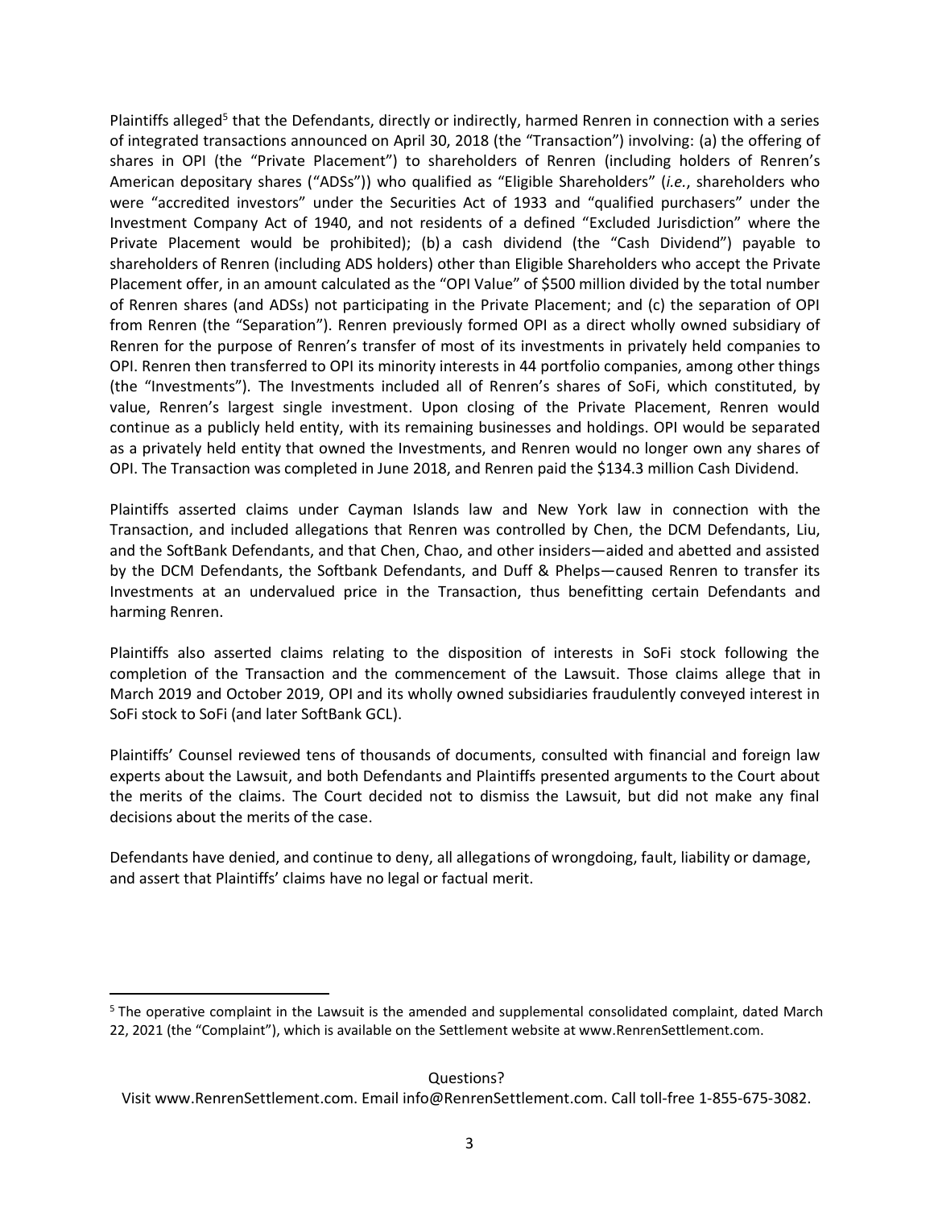Plaintiffs alleged[5] that the Defendants, directly or indirectly, harmed Renren in connection with a series of integrated transactions announced on April 30, 2018 (the "Transaction") involving: (a) the offering of shares in OPI (the "Private Placement") to shareholders of Renren (including holders of Renren's American depositary shares ("ADSs")) who qualified as "Eligible Shareholders" (*i.e.*, shareholders who were "accredited investors" under the Securities Act of 1933 and "qualified purchasers" under the Investment Company Act of 1940, and not residents of a defined "Excluded Jurisdiction" where the Private Placement would be prohibited); (b) a cash dividend (the "Cash Dividend") payable to shareholders of Renren (including ADS holders) other than Eligible Shareholders who accept the Private Placement offer, in an amount calculated as the "OPI Value" of $500 million divided by the total number of Renren shares (and ADSs) not participating in the Private Placement; and (c) the separation of OPI from Renren (the "Separation"). Renren previously formed OPI as a direct wholly owned subsidiary of Renren for the purpose of Renren's transfer of most of its investments in privately held companies to OPI. Renren then transferred to OPI its minority interests in 44 portfolio companies, among other things (the "Investments"). The Investments included all of Renren's shares of SoFi, which constituted, by value, Renren's largest single investment. Upon closing of the Private Placement, Renren would continue as a publicly held entity, with its remaining businesses and holdings. OPI would be separated as a privately held entity that owned the Investments, and Renren would no longer own any shares of OPI. The Transaction was completed in June 2018, and Renren paid the $134.3 million Cash Dividend.

Plaintiffs asserted claims under Cayman Islands law and New York law in connection with the Transaction, and included allegations that Renren was controlled by Chen, the DCM Defendants, Liu, and the SoftBank Defendants, and that Chen, Chao, and other insiders—aided and abetted and assisted by the DCM Defendants, the Softbank Defendants, and Duff & Phelps—caused Renren to transfer its Investments at an undervalued price in the Transaction, thus benefitting certain Defendants and harming Renren.

Plaintiffs also asserted claims relating to the disposition of interests in SoFi stock following the completion of the Transaction and the commencement of the Lawsuit. Those claims allege that in March 2019 and October 2019, OPI and its wholly owned subsidiaries fraudulently conveyed interest in SoFi stock to SoFi (and later SoftBank GCL).

Plaintiffs' Counsel reviewed tens of thousands of documents, consulted with financial and foreign law experts about the Lawsuit, and both Defendants and Plaintiffs presented arguments to the Court about the merits of the claims. The Court decided not to dismiss the Lawsuit, but did not make any final decisions about the merits of the case.

Defendants have denied, and continue to deny, all allegations of wrongdoing, fault, liability or damage, and assert that Plaintiffs' claims have no legal or factual merit.

[5] The operative complaint in the Lawsuit is the amended and supplemental consolidated complaint, dated March 22, 2021 (the "Complaint"), which is available on the Settlement website at www.RenrenSettlement.com.

Questions?
Visit www.RenrenSettlement.com. Email info@RenrenSettlement.com. Call toll-free 1-855-675-3082.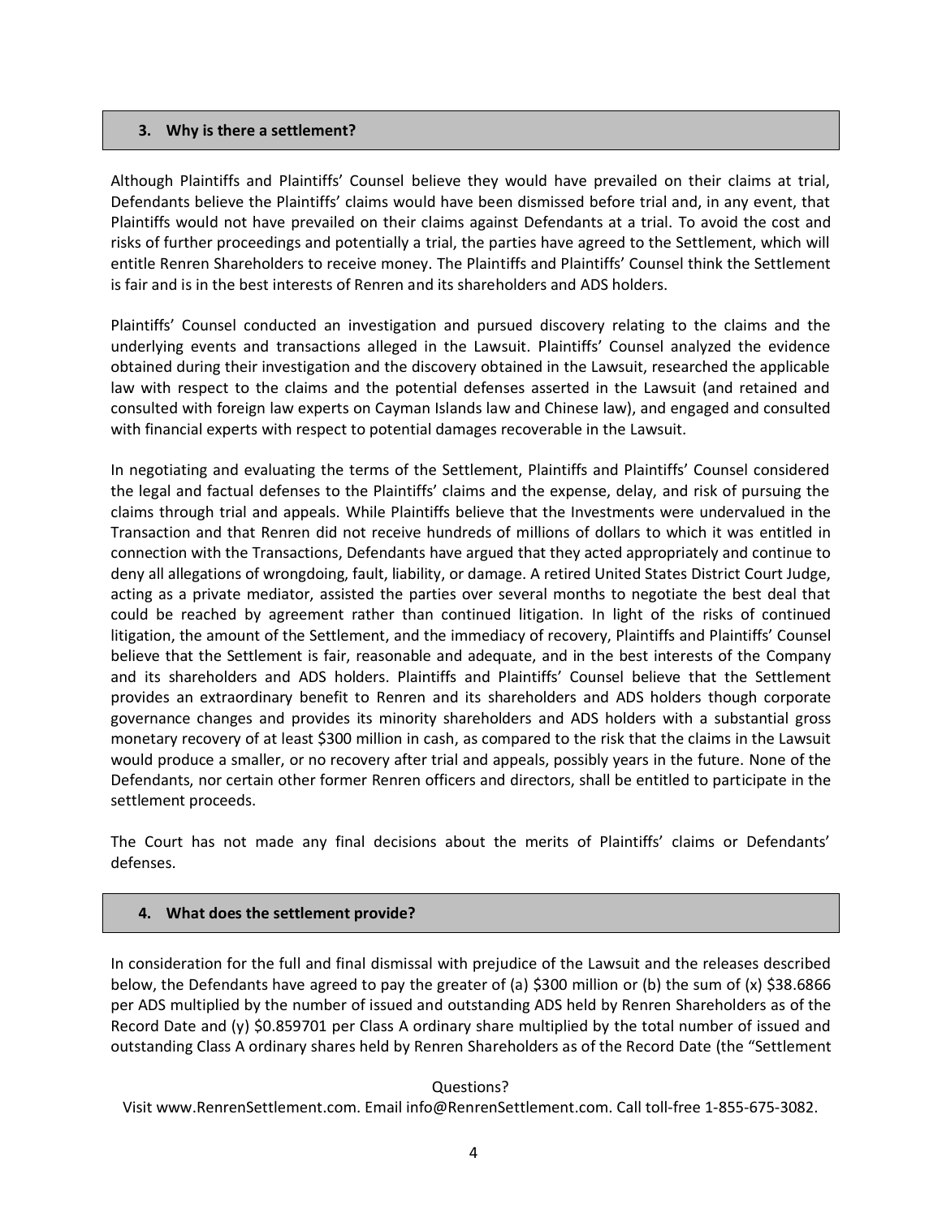### 3. Why is there a settlement?

Although Plaintiffs and Plaintiffs' Counsel believe they would have prevailed on their claims at trial, Defendants believe the Plaintiffs' claims would have been dismissed before trial and, in any event, that Plaintiffs would not have prevailed on their claims against Defendants at a trial. To avoid the cost and risks of further proceedings and potentially a trial, the parties have agreed to the Settlement, which will entitle Renren Shareholders to receive money. The Plaintiffs and Plaintiffs' Counsel think the Settlement is fair and is in the best interests of Renren and its shareholders and ADS holders.

Plaintiffs' Counsel conducted an investigation and pursued discovery relating to the claims and the underlying events and transactions alleged in the Lawsuit. Plaintiffs' Counsel analyzed the evidence obtained during their investigation and the discovery obtained in the Lawsuit, researched the applicable law with respect to the claims and the potential defenses asserted in the Lawsuit (and retained and consulted with foreign law experts on Cayman Islands law and Chinese law), and engaged and consulted with financial experts with respect to potential damages recoverable in the Lawsuit.

In negotiating and evaluating the terms of the Settlement, Plaintiffs and Plaintiffs' Counsel considered the legal and factual defenses to the Plaintiffs' claims and the expense, delay, and risk of pursuing the claims through trial and appeals. While Plaintiffs believe that the Investments were undervalued in the Transaction and that Renren did not receive hundreds of millions of dollars to which it was entitled in connection with the Transactions, Defendants have argued that they acted appropriately and continue to deny all allegations of wrongdoing, fault, liability, or damage. A retired United States District Court Judge, acting as a private mediator, assisted the parties over several months to negotiate the best deal that could be reached by agreement rather than continued litigation. In light of the risks of continued litigation, the amount of the Settlement, and the immediacy of recovery, Plaintiffs and Plaintiffs' Counsel believe that the Settlement is fair, reasonable and adequate, and in the best interests of the Company and its shareholders and ADS holders. Plaintiffs and Plaintiffs' Counsel believe that the Settlement provides an extraordinary benefit to Renren and its shareholders and ADS holders though corporate governance changes and provides its minority shareholders and ADS holders with a substantial gross monetary recovery of at least $300 million in cash, as compared to the risk that the claims in the Lawsuit would produce a smaller, or no recovery after trial and appeals, possibly years in the future. None of the Defendants, nor certain other former Renren officers and directors, shall be entitled to participate in the settlement proceeds.

The Court has not made any final decisions about the merits of Plaintiffs' claims or Defendants' defenses.

### 4. What does the settlement provide?

In consideration for the full and final dismissal with prejudice of the Lawsuit and the releases described below, the Defendants have agreed to pay the greater of (a) $300 million or (b) the sum of (x) $38.6866 per ADS multiplied by the number of issued and outstanding ADS held by Renren Shareholders as of the Record Date and (y) $0.859701 per Class A ordinary share multiplied by the total number of issued and outstanding Class A ordinary shares held by Renren Shareholders as of the Record Date (the "Settlement

Questions?
Visit www.RenrenSettlement.com. Email info@RenrenSettlement.com. Call toll-free 1-855-675-3082.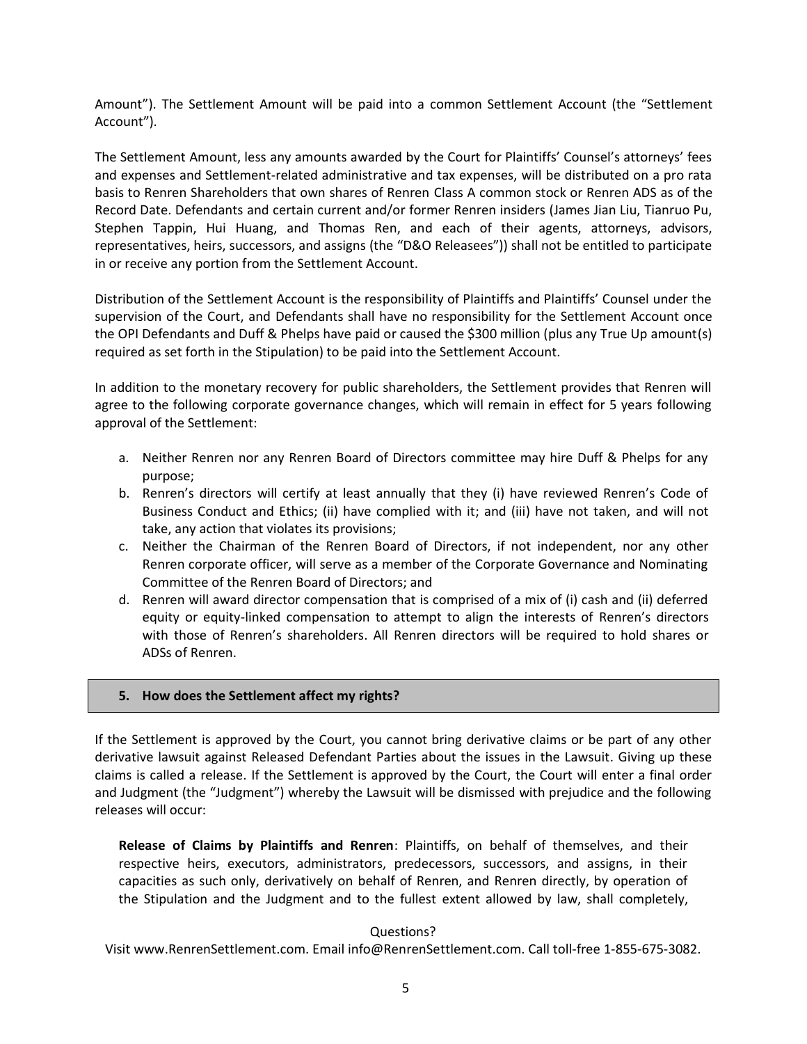Amount"). The Settlement Amount will be paid into a common Settlement Account (the "Settlement Account").

The Settlement Amount, less any amounts awarded by the Court for Plaintiffs' Counsel's attorneys' fees and expenses and Settlement-related administrative and tax expenses, will be distributed on a pro rata basis to Renren Shareholders that own shares of Renren Class A common stock or Renren ADS as of the Record Date. Defendants and certain current and/or former Renren insiders (James Jian Liu, Tianruo Pu, Stephen Tappin, Hui Huang, and Thomas Ren, and each of their agents, attorneys, advisors, representatives, heirs, successors, and assigns (the "D&O Releasees")) shall not be entitled to participate in or receive any portion from the Settlement Account.

Distribution of the Settlement Account is the responsibility of Plaintiffs and Plaintiffs' Counsel under the supervision of the Court, and Defendants shall have no responsibility for the Settlement Account once the OPI Defendants and Duff & Phelps have paid or caused the $300 million (plus any True Up amount(s) required as set forth in the Stipulation) to be paid into the Settlement Account.

In addition to the monetary recovery for public shareholders, the Settlement provides that Renren will agree to the following corporate governance changes, which will remain in effect for 5 years following approval of the Settlement:

a. Neither Renren nor any Renren Board of Directors committee may hire Duff & Phelps for any purpose;
b. Renren's directors will certify at least annually that they (i) have reviewed Renren's Code of Business Conduct and Ethics; (ii) have complied with it; and (iii) have not taken, and will not take, any action that violates its provisions;
c. Neither the Chairman of the Renren Board of Directors, if not independent, nor any other Renren corporate officer, will serve as a member of the Corporate Governance and Nominating Committee of the Renren Board of Directors; and
d. Renren will award director compensation that is comprised of a mix of (i) cash and (ii) deferred equity or equity-linked compensation to attempt to align the interests of Renren's directors with those of Renren's shareholders. All Renren directors will be required to hold shares or ADSs of Renren.

## 5. How does the Settlement affect my rights?

If the Settlement is approved by the Court, you cannot bring derivative claims or be part of any other derivative lawsuit against Released Defendant Parties about the issues in the Lawsuit. Giving up these claims is called a release. If the Settlement is approved by the Court, the Court will enter a final order and Judgment (the "Judgment") whereby the Lawsuit will be dismissed with prejudice and the following releases will occur:

**Release of Claims by Plaintiffs and Renren**: Plaintiffs, on behalf of themselves, and their respective heirs, executors, administrators, predecessors, successors, and assigns, in their capacities as such only, derivatively on behalf of Renren, and Renren directly, by operation of the Stipulation and the Judgment and to the fullest extent allowed by law, shall completely,

Questions?
Visit www.RenrenSettlement.com. Email info@RenrenSettlement.com. Call toll-free 1-855-675-3082.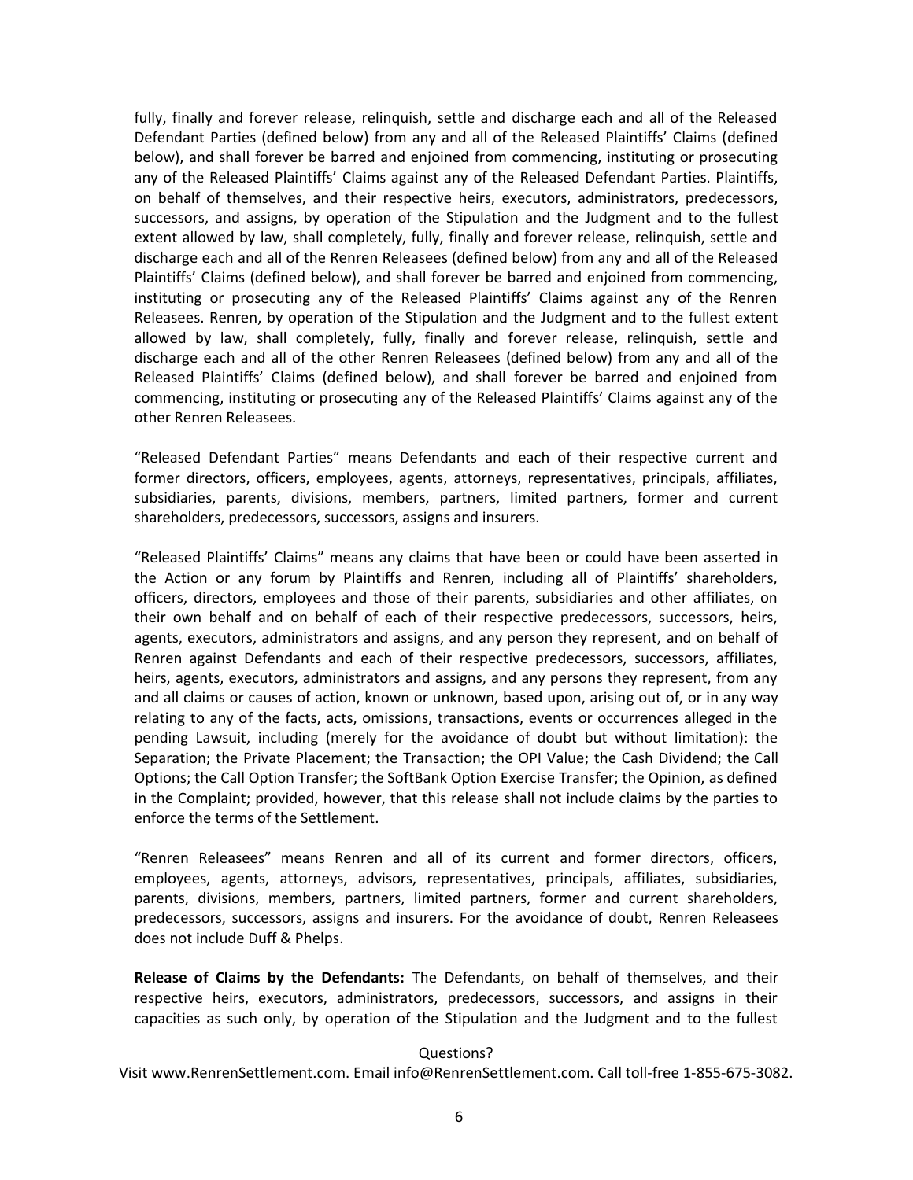fully, finally and forever release, relinquish, settle and discharge each and all of the Released Defendant Parties (defined below) from any and all of the Released Plaintiffs' Claims (defined below), and shall forever be barred and enjoined from commencing, instituting or prosecuting any of the Released Plaintiffs' Claims against any of the Released Defendant Parties. Plaintiffs, on behalf of themselves, and their respective heirs, executors, administrators, predecessors, successors, and assigns, by operation of the Stipulation and the Judgment and to the fullest extent allowed by law, shall completely, fully, finally and forever release, relinquish, settle and discharge each and all of the Renren Releasees (defined below) from any and all of the Released Plaintiffs' Claims (defined below), and shall forever be barred and enjoined from commencing, instituting or prosecuting any of the Released Plaintiffs' Claims against any of the Renren Releasees. Renren, by operation of the Stipulation and the Judgment and to the fullest extent allowed by law, shall completely, fully, finally and forever release, relinquish, settle and discharge each and all of the other Renren Releasees (defined below) from any and all of the Released Plaintiffs' Claims (defined below), and shall forever be barred and enjoined from commencing, instituting or prosecuting any of the Released Plaintiffs' Claims against any of the other Renren Releasees.

"Released Defendant Parties" means Defendants and each of their respective current and former directors, officers, employees, agents, attorneys, representatives, principals, affiliates, subsidiaries, parents, divisions, members, partners, limited partners, former and current shareholders, predecessors, successors, assigns and insurers.

"Released Plaintiffs' Claims" means any claims that have been or could have been asserted in the Action or any forum by Plaintiffs and Renren, including all of Plaintiffs' shareholders, officers, directors, employees and those of their parents, subsidiaries and other affiliates, on their own behalf and on behalf of each of their respective predecessors, successors, heirs, agents, executors, administrators and assigns, and any person they represent, and on behalf of Renren against Defendants and each of their respective predecessors, successors, affiliates, heirs, agents, executors, administrators and assigns, and any persons they represent, from any and all claims or causes of action, known or unknown, based upon, arising out of, or in any way relating to any of the facts, acts, omissions, transactions, events or occurrences alleged in the pending Lawsuit, including (merely for the avoidance of doubt but without limitation): the Separation; the Private Placement; the Transaction; the OPI Value; the Cash Dividend; the Call Options; the Call Option Transfer; the SoftBank Option Exercise Transfer; the Opinion, as defined in the Complaint; provided, however, that this release shall not include claims by the parties to enforce the terms of the Settlement.

"Renren Releasees" means Renren and all of its current and former directors, officers, employees, agents, attorneys, advisors, representatives, principals, affiliates, subsidiaries, parents, divisions, members, partners, limited partners, former and current shareholders, predecessors, successors, assigns and insurers. For the avoidance of doubt, Renren Releasees does not include Duff & Phelps.

**Release of Claims by the Defendants:** The Defendants, on behalf of themselves, and their respective heirs, executors, administrators, predecessors, successors, and assigns in their capacities as such only, by operation of the Stipulation and the Judgment and to the fullest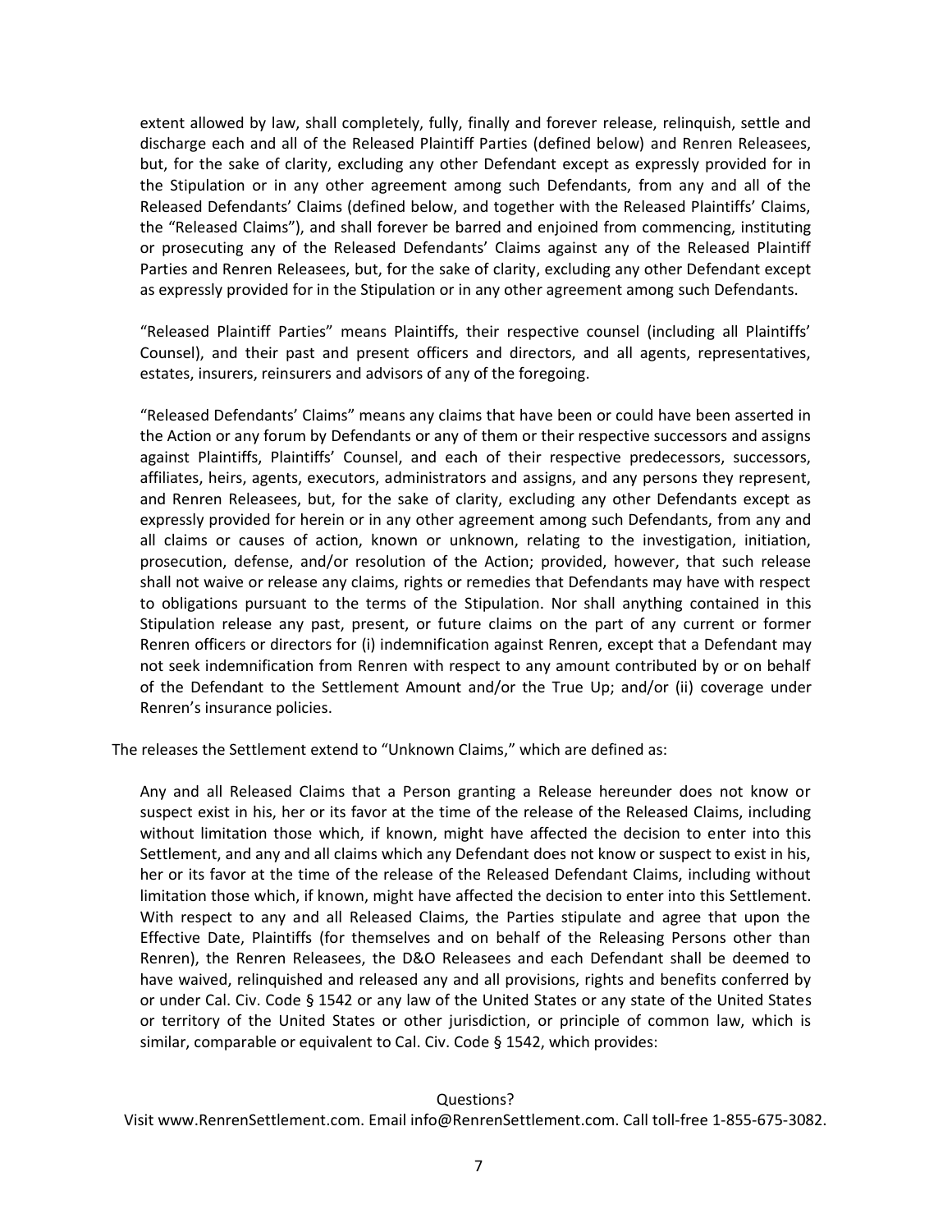extent allowed by law, shall completely, fully, finally and forever release, relinquish, settle and discharge each and all of the Released Plaintiff Parties (defined below) and Renren Releasees, but, for the sake of clarity, excluding any other Defendant except as expressly provided for in the Stipulation or in any other agreement among such Defendants, from any and all of the Released Defendants' Claims (defined below, and together with the Released Plaintiffs' Claims, the "Released Claims"), and shall forever be barred and enjoined from commencing, instituting or prosecuting any of the Released Defendants' Claims against any of the Released Plaintiff Parties and Renren Releasees, but, for the sake of clarity, excluding any other Defendant except as expressly provided for in the Stipulation or in any other agreement among such Defendants.

> "Released Plaintiff Parties" means Plaintiffs, their respective counsel (including all Plaintiffs' Counsel), and their past and present officers and directors, and all agents, representatives, estates, insurers, reinsurers and advisors of any of the foregoing.
>
> "Released Defendants' Claims" means any claims that have been or could have been asserted in the Action or any forum by Defendants or any of them or their respective successors and assigns against Plaintiffs, Plaintiffs' Counsel, and each of their respective predecessors, successors, affiliates, heirs, agents, executors, administrators and assigns, and any persons they represent, and Renren Releasees, but, for the sake of clarity, excluding any other Defendants except as expressly provided for herein or in any other agreement among such Defendants, from any and all claims or causes of action, known or unknown, relating to the investigation, initiation, prosecution, defense, and/or resolution of the Action; provided, however, that such release shall not waive or release any claims, rights or remedies that Defendants may have with respect to obligations pursuant to the terms of the Stipulation. Nor shall anything contained in this Stipulation release any past, present, or future claims on the part of any current or former Renren officers or directors for (i) indemnification against Renren, except that a Defendant may not seek indemnification from Renren with respect to any amount contributed by or on behalf of the Defendant to the Settlement Amount and/or the True Up; and/or (ii) coverage under Renren's insurance policies.

The releases the Settlement extend to "Unknown Claims," which are defined as:

> Any and all Released Claims that a Person granting a Release hereunder does not know or suspect exist in his, her or its favor at the time of the release of the Released Claims, including without limitation those which, if known, might have affected the decision to enter into this Settlement, and any and all claims which any Defendant does not know or suspect to exist in his, her or its favor at the time of the release of the Released Defendant Claims, including without limitation those which, if known, might have affected the decision to enter into this Settlement. With respect to any and all Released Claims, the Parties stipulate and agree that upon the Effective Date, Plaintiffs (for themselves and on behalf of the Releasing Persons other than Renren), the Renren Releasees, the D&O Releasees and each Defendant shall be deemed to have waived, relinquished and released any and all provisions, rights and benefits conferred by or under Cal. Civ. Code § 1542 or any law of the United States or any state of the United States or territory of the United States or other jurisdiction, or principle of common law, which is similar, comparable or equivalent to Cal. Civ. Code § 1542, which provides:

Questions?
Visit www.RenrenSettlement.com. Email info@RenrenSettlement.com. Call toll-free 1-855-675-3082.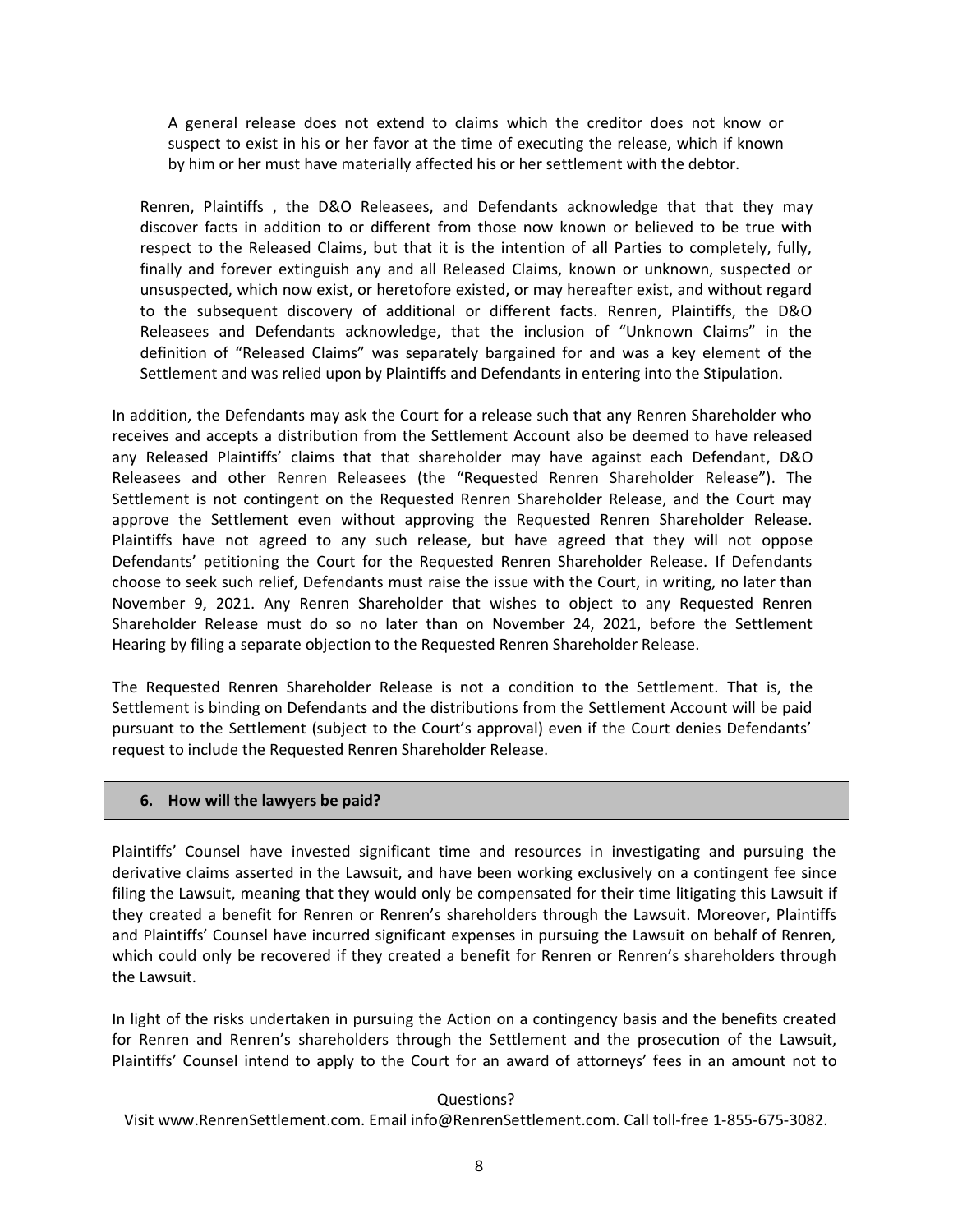> A general release does not extend to claims which the creditor does not know or suspect to exist in his or her favor at the time of executing the release, which if known by him or her must have materially affected his or her settlement with the debtor.

Renren, Plaintiffs , the D&O Releasees, and Defendants acknowledge that that they may discover facts in addition to or different from those now known or believed to be true with respect to the Released Claims, but that it is the intention of all Parties to completely, fully, finally and forever extinguish any and all Released Claims, known or unknown, suspected or unsuspected, which now exist, or heretofore existed, or may hereafter exist, and without regard to the subsequent discovery of additional or different facts. Renren, Plaintiffs, the D&O Releasees and Defendants acknowledge, that the inclusion of "Unknown Claims" in the definition of "Released Claims" was separately bargained for and was a key element of the Settlement and was relied upon by Plaintiffs and Defendants in entering into the Stipulation.

In addition, the Defendants may ask the Court for a release such that any Renren Shareholder who receives and accepts a distribution from the Settlement Account also be deemed to have released any Released Plaintiffs' claims that that shareholder may have against each Defendant, D&O Releasees and other Renren Releasees (the "Requested Renren Shareholder Release"). The Settlement is not contingent on the Requested Renren Shareholder Release, and the Court may approve the Settlement even without approving the Requested Renren Shareholder Release. Plaintiffs have not agreed to any such release, but have agreed that they will not oppose Defendants' petitioning the Court for the Requested Renren Shareholder Release. If Defendants choose to seek such relief, Defendants must raise the issue with the Court, in writing, no later than November 9, 2021. Any Renren Shareholder that wishes to object to any Requested Renren Shareholder Release must do so no later than on November 24, 2021, before the Settlement Hearing by filing a separate objection to the Requested Renren Shareholder Release.

The Requested Renren Shareholder Release is not a condition to the Settlement. That is, the Settlement is binding on Defendants and the distributions from the Settlement Account will be paid pursuant to the Settlement (subject to the Court's approval) even if the Court denies Defendants' request to include the Requested Renren Shareholder Release.

## 6. How will the lawyers be paid?

Plaintiffs' Counsel have invested significant time and resources in investigating and pursuing the derivative claims asserted in the Lawsuit, and have been working exclusively on a contingent fee since filing the Lawsuit, meaning that they would only be compensated for their time litigating this Lawsuit if they created a benefit for Renren or Renren's shareholders through the Lawsuit. Moreover, Plaintiffs and Plaintiffs' Counsel have incurred significant expenses in pursuing the Lawsuit on behalf of Renren, which could only be recovered if they created a benefit for Renren or Renren's shareholders through the Lawsuit.

In light of the risks undertaken in pursuing the Action on a contingency basis and the benefits created for Renren and Renren's shareholders through the Settlement and the prosecution of the Lawsuit, Plaintiffs' Counsel intend to apply to the Court for an award of attorneys' fees in an amount not to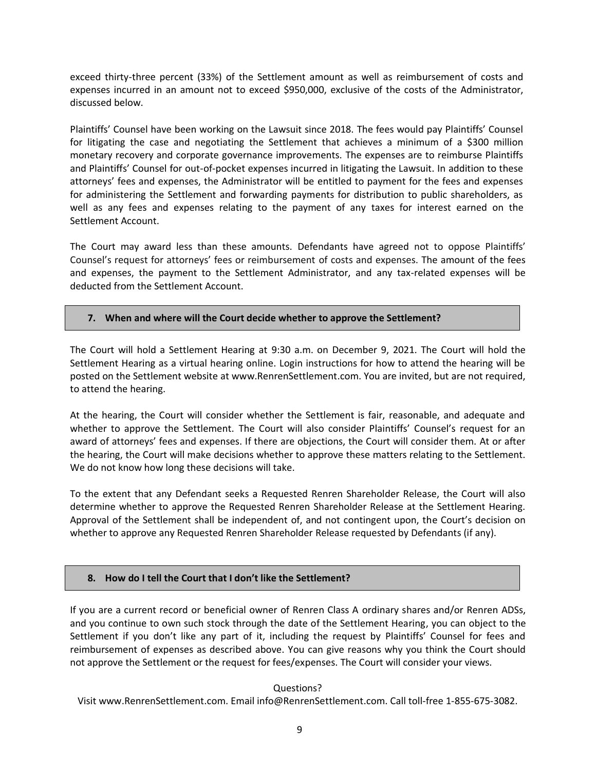exceed thirty-three percent (33%) of the Settlement amount as well as reimbursement of costs and expenses incurred in an amount not to exceed $950,000, exclusive of the costs of the Administrator, discussed below.

Plaintiffs' Counsel have been working on the Lawsuit since 2018. The fees would pay Plaintiffs' Counsel for litigating the case and negotiating the Settlement that achieves a minimum of a $300 million monetary recovery and corporate governance improvements. The expenses are to reimburse Plaintiffs and Plaintiffs' Counsel for out-of-pocket expenses incurred in litigating the Lawsuit. In addition to these attorneys' fees and expenses, the Administrator will be entitled to payment for the fees and expenses for administering the Settlement and forwarding payments for distribution to public shareholders, as well as any fees and expenses relating to the payment of any taxes for interest earned on the Settlement Account.

The Court may award less than these amounts. Defendants have agreed not to oppose Plaintiffs' Counsel's request for attorneys' fees or reimbursement of costs and expenses. The amount of the fees and expenses, the payment to the Settlement Administrator, and any tax-related expenses will be deducted from the Settlement Account.

### 7. When and where will the Court decide whether to approve the Settlement?

The Court will hold a Settlement Hearing at 9:30 a.m. on December 9, 2021. The Court will hold the Settlement Hearing as a virtual hearing online. Login instructions for how to attend the hearing will be posted on the Settlement website at www.RenrenSettlement.com. You are invited, but are not required, to attend the hearing.

At the hearing, the Court will consider whether the Settlement is fair, reasonable, and adequate and whether to approve the Settlement. The Court will also consider Plaintiffs' Counsel's request for an award of attorneys' fees and expenses. If there are objections, the Court will consider them. At or after the hearing, the Court will make decisions whether to approve these matters relating to the Settlement. We do not know how long these decisions will take.

To the extent that any Defendant seeks a Requested Renren Shareholder Release, the Court will also determine whether to approve the Requested Renren Shareholder Release at the Settlement Hearing. Approval of the Settlement shall be independent of, and not contingent upon, the Court's decision on whether to approve any Requested Renren Shareholder Release requested by Defendants (if any).

### 8. How do I tell the Court that I don't like the Settlement?

If you are a current record or beneficial owner of Renren Class A ordinary shares and/or Renren ADSs, and you continue to own such stock through the date of the Settlement Hearing, you can object to the Settlement if you don't like any part of it, including the request by Plaintiffs' Counsel for fees and reimbursement of expenses as described above. You can give reasons why you think the Court should not approve the Settlement or the request for fees/expenses. The Court will consider your views.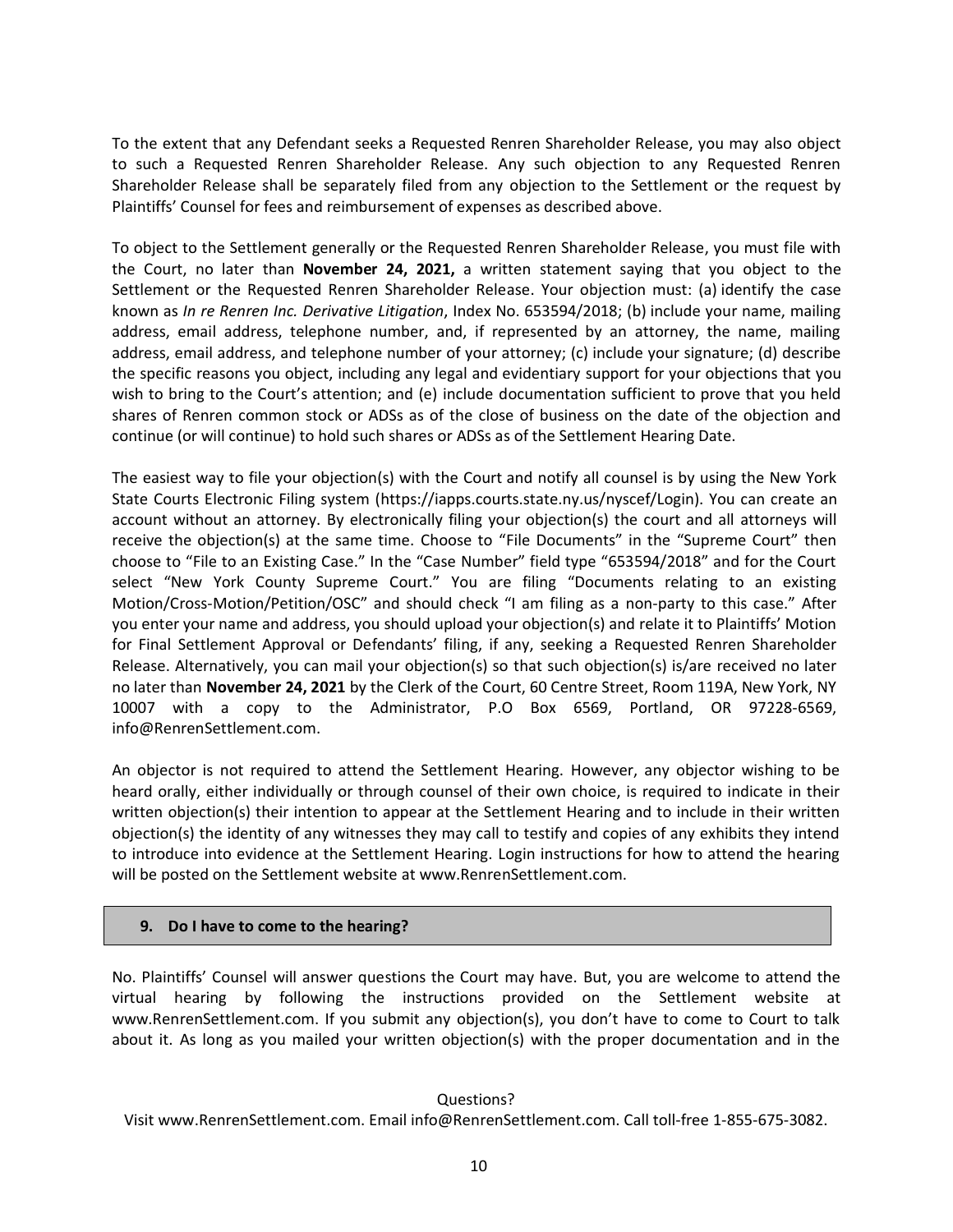To the extent that any Defendant seeks a Requested Renren Shareholder Release, you may also object to such a Requested Renren Shareholder Release. Any such objection to any Requested Renren Shareholder Release shall be separately filed from any objection to the Settlement or the request by Plaintiffs' Counsel for fees and reimbursement of expenses as described above.

To object to the Settlement generally or the Requested Renren Shareholder Release, you must file with the Court, no later than **November 24, 2021,** a written statement saying that you object to the Settlement or the Requested Renren Shareholder Release. Your objection must: (a) identify the case known as *In re Renren Inc. Derivative Litigation*, Index No. 653594/2018; (b) include your name, mailing address, email address, telephone number, and, if represented by an attorney, the name, mailing address, email address, and telephone number of your attorney; (c) include your signature; (d) describe the specific reasons you object, including any legal and evidentiary support for your objections that you wish to bring to the Court's attention; and (e) include documentation sufficient to prove that you held shares of Renren common stock or ADSs as of the close of business on the date of the objection and continue (or will continue) to hold such shares or ADSs as of the Settlement Hearing Date.

The easiest way to file your objection(s) with the Court and notify all counsel is by using the New York State Courts Electronic Filing system (https://iapps.courts.state.ny.us/nyscef/Login). You can create an account without an attorney. By electronically filing your objection(s) the court and all attorneys will receive the objection(s) at the same time. Choose to "File Documents" in the "Supreme Court" then choose to "File to an Existing Case." In the "Case Number" field type "653594/2018" and for the Court select "New York County Supreme Court." You are filing "Documents relating to an existing Motion/Cross-Motion/Petition/OSC" and should check "I am filing as a non-party to this case." After you enter your name and address, you should upload your objection(s) and relate it to Plaintiffs' Motion for Final Settlement Approval or Defendants' filing, if any, seeking a Requested Renren Shareholder Release. Alternatively, you can mail your objection(s) so that such objection(s) is/are received no later no later than **November 24, 2021** by the Clerk of the Court, 60 Centre Street, Room 119A, New York, NY 10007 with a copy to the Administrator, P.O Box 6569, Portland, OR 97228-6569, info@RenrenSettlement.com.

An objector is not required to attend the Settlement Hearing. However, any objector wishing to be heard orally, either individually or through counsel of their own choice, is required to indicate in their written objection(s) their intention to appear at the Settlement Hearing and to include in their written objection(s) the identity of any witnesses they may call to testify and copies of any exhibits they intend to introduce into evidence at the Settlement Hearing. Login instructions for how to attend the hearing will be posted on the Settlement website at www.RenrenSettlement.com.

## 9. Do I have to come to the hearing?

No. Plaintiffs' Counsel will answer questions the Court may have. But, you are welcome to attend the virtual hearing by following the instructions provided on the Settlement website at www.RenrenSettlement.com. If you submit any objection(s), you don't have to come to Court to talk about it. As long as you mailed your written objection(s) with the proper documentation and in the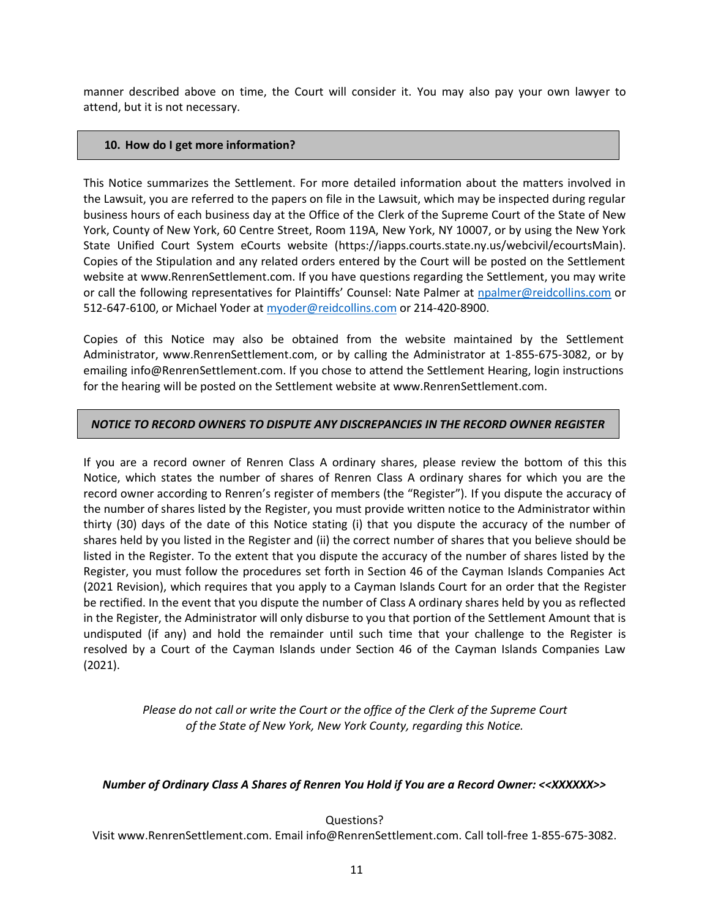manner described above on time, the Court will consider it. You may also pay your own lawyer to attend, but it is not necessary.

### 10. How do I get more information?

This Notice summarizes the Settlement. For more detailed information about the matters involved in the Lawsuit, you are referred to the papers on file in the Lawsuit, which may be inspected during regular business hours of each business day at the Office of the Clerk of the Supreme Court of the State of New York, County of New York, 60 Centre Street, Room 119A, New York, NY 10007, or by using the New York State Unified Court System eCourts website (https://iapps.courts.state.ny.us/webcivil/ecourtsMain). Copies of the Stipulation and any related orders entered by the Court will be posted on the Settlement website at www.RenrenSettlement.com. If you have questions regarding the Settlement, you may write or call the following representatives for Plaintiffs' Counsel: Nate Palmer at npalmer@reidcollins.com or 512-647-6100, or Michael Yoder at myoder@reidcollins.com or 214-420-8900.

Copies of this Notice may also be obtained from the website maintained by the Settlement Administrator, www.RenrenSettlement.com, or by calling the Administrator at 1-855-675-3082, or by emailing info@RenrenSettlement.com. If you chose to attend the Settlement Hearing, login instructions for the hearing will be posted on the Settlement website at www.RenrenSettlement.com.

### *NOTICE TO RECORD OWNERS TO DISPUTE ANY DISCREPANCIES IN THE RECORD OWNER REGISTER*

If you are a record owner of Renren Class A ordinary shares, please review the bottom of this this Notice, which states the number of shares of Renren Class A ordinary shares for which you are the record owner according to Renren's register of members (the "Register"). If you dispute the accuracy of the number of shares listed by the Register, you must provide written notice to the Administrator within thirty (30) days of the date of this Notice stating (i) that you dispute the accuracy of the number of shares held by you listed in the Register and (ii) the correct number of shares that you believe should be listed in the Register. To the extent that you dispute the accuracy of the number of shares listed by the Register, you must follow the procedures set forth in Section 46 of the Cayman Islands Companies Act (2021 Revision), which requires that you apply to a Cayman Islands Court for an order that the Register be rectified. In the event that you dispute the number of Class A ordinary shares held by you as reflected in the Register, the Administrator will only disburse to you that portion of the Settlement Amount that is undisputed (if any) and hold the remainder until such time that your challenge to the Register is resolved by a Court of the Cayman Islands under Section 46 of the Cayman Islands Companies Law (2021).

*Please do not call or write the Court or the office of the Clerk of the Supreme Court of the State of New York, New York County, regarding this Notice.*

***Number of Ordinary Class A Shares of Renren You Hold if You are a Record Owner: <<XXXXXX>>***

Questions?
Visit www.RenrenSettlement.com. Email info@RenrenSettlement.com. Call toll-free 1-855-675-3082.